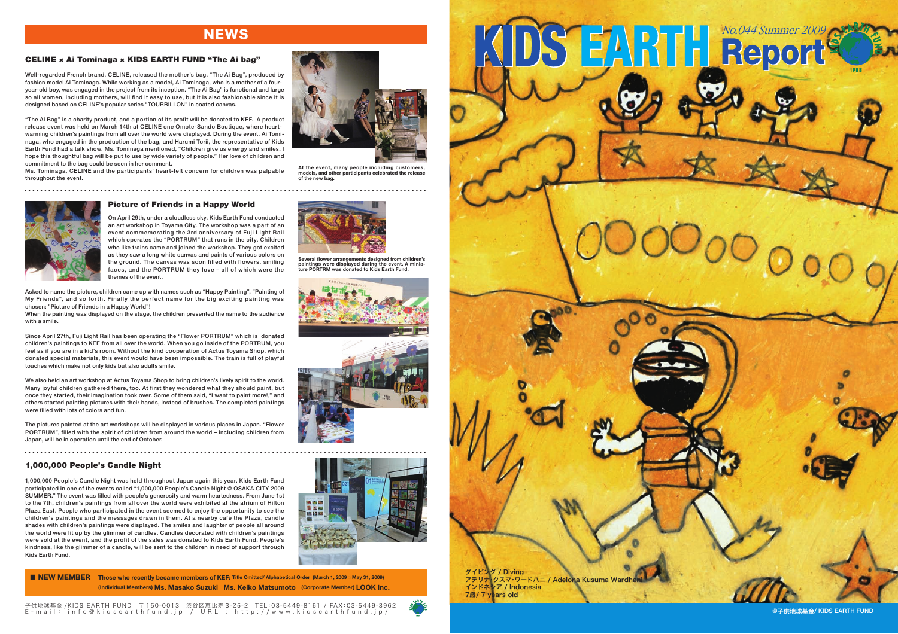# NEWS

## CELINE × Ai Tominaga × KIDS EARTH FUND "The Ai bag"

Well-regarded French brand, CELINE, released the mother's bag, "The Ai Bag", produced by fashion model Ai Tominaga. While working as a model, Ai Tominaga, who is a mother of a four-year-old boy, was engaged in the project from its inception. "The Ai Bag" is functional and large so all women, including mothers, will find it easy to use, but it is also fashionable since it is designed based on CELINE's popular series "TOURBILLON" in coated canvas.

"The Ai Bag" is a charity product, and a portion of its profit will be donated to KEF. A product release event was held on March 14th at CELINE one Omote-Sando Boutique, where heart-warming children's paintings from all over the world were displayed. During the event, Ai Tominaga, who engaged in the production of the bag, and Harumi Torii, the representative of Kids Earth Fund had a talk show. Ms. Tominaga mentioned, "Children give us energy and smiles. I hope this thoughtful bag will be put to use by wide variety of people." Her love of children and commitment to the bag could be seen in her comment.

Ms. Tominaga, CELINE and the participants' heart-felt concern for children was palpable throughout the event.

At the event, many people including customers, models, and other participants celebrated the release of the new bag.

## Picture of Friends in a Happy World

On April 29th, under a cloudless sky, Kids Earth Fund conducted an art workshop in Toyama City. The workshop was a part of an event commemorating the 3rd anniversary of Fuji Light Rail which operates the "PORTRUM" that runs in the city. Children who like trains came and joined the workshop. They got excited as they saw a long white canvas and paints of various colors on the ground. The canvas was soon filled with flowers, smiling faces, and the PORTRUM they love – all of which were the themes of the event.

Asked to name the picture, children came up with names such as "Happy Painting", "Painting of My Friends", and so forth. Finally the perfect name for the big exciting painting was chosen: "Picture of Friends in a Happy World"!

When the painting was displayed on the stage, the children presented the name to the audience with a smile.

Since April 27th, Fuji Light Rail has been operating the "Flower PORTRUM" which is donated children's paintings to KEF from all over the world. When you go inside of the PORTRUM, you feel as if you are in a kid's room. Without the kind cooperation of Actus Toyama Shop, which donated special materials, this event would have been impossible. The train is full of playful touches which make not only kids but also adults smile.

We also held an art workshop at Actus Toyama Shop to bring children's lively spirit to the world. Many joyful children gathered there, too. At first they wondered what they should paint, but once they started, their imagination took over. Some of them said, "I want to paint more!," and others started painting pictures with their hands, instead of brushes. The completed paintings were filled with lots of colors and fun.

The pictures painted at the art workshops will be displayed in various places in Japan. "Flower PORTRUM", filled with the spirit of children from around the world – including children from Japan, will be in operation until the end of October.

Several flower arrangements designed from children's paintings were displayed during the event. A miniature PORTRM was donated to Kids Earth Fund.

## 1,000,000 People's Candle Night

1,000,000 People's Candle Night was held throughout Japan again this year. Kids Earth Fund participated in one of the events called "1,000,000 People's Candle Night @ OSAKA CITY 2009 SUMMER." The event was filled with people's generosity and warm heartedness. From June 1st to the 7th, children's paintings from all over the world were exhibited at the atrium of Hilton Plaza East. People who participated in the event seemed to enjoy the opportunity to see the children's paintings and the messages drawn in them. At a nearby café the Plaza, candle shades with children's paintings were displayed. The smiles and laughter of people all around the world were lit up by the glimmer of candles. Candles decorated with children's paintings were sold at the event, and the profit of the sales was donated to Kids Earth Fund. People's kindness, like the glimmer of a candle, will be sent to the children in need of support through Kids Earth Fund.

**■ NEW MEMBER** **Those who recently became members of KEF:** Title Omitted/ Alphabetical Order (March 1, 2009 May 31, 2009)
(Individual Members) **Ms. Masako Suzuki Ms. Keiko Matsumoto** (Corporate Member) **LOOK Inc.**

子供地球基金 /KIDS EARTH FUND 〒150-0013 渋谷区恵比寿 3-25-2 TEL:03-5449-8161 / FAX:03-5449-3962
E-mail: info@kidsearthfund.jp / URL: http://www.kidsearthfund.jp/

# KIDS EARTH Report

*No.044 Summer 2009*

ダイビング / Diving
アデリナ·クスマ·ワードハニ / Adelona Kusuma Wardhani
インドネシア / Indonesia
7歳/ 7 years old

©子供地球基金/ KIDS EARTH FUND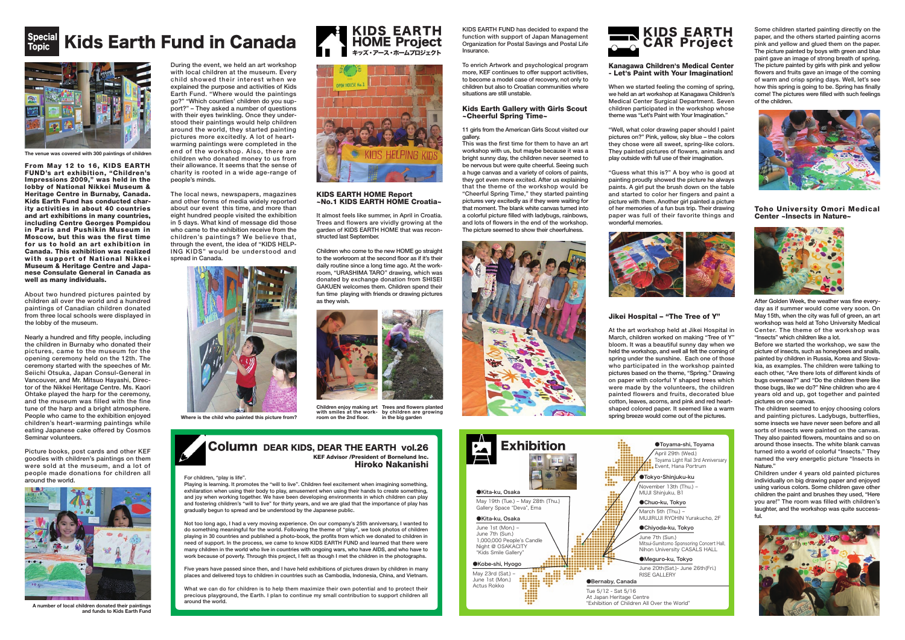# Special Topic: Kids Earth Fund in Canada

The venue was covered with 300 paintings of children

**From May 12 to 16, KIDS EARTH FUND's art exhibition, "Children's Impressions 2009," was held in the lobby of National Nikkei Museum & Heritage Centre in Burnaby, Canada. Kids Earth Fund has conducted charity activities in about 40 countries and art exhibitions in many countries, including Centre Georges Pompidou in Paris and Pushikin Museum in Moscow, but this was the first time for us to hold an art exhibition in Canada. This exhibition was realized with support of National Nikkei Museum & Heritage Centre and Japanese Consulate General in Canada as well as many individuals.**

About two hundred pictures painted by children all over the world and a hundred paintings of Canadian children donated from three local schools were displayed in the lobby of the museum.

Nearly a hundred and fifty people, including the children in Burnaby who donated their pictures, came to the museum for the opening ceremony held on the 12th. The ceremony started with the speeches of Mr. Seiichi Otsuka, Japan Consul-General in Vancouver, and Mr. Mitsuo Hayashi, Director of the Nikkei Heritage Centre. Ms. Kaori Ohtake played the harp for the ceremony, and the museum was filled with the fine tune of the harp and a bright atmosphere. People who came to the exhibition enjoyed children's heart-warming paintings while eating Japanese cake offered by Cosmos Seminar volunteers.

Picture books, post cards and other KEF goodies with children's paintings on them were sold at the museum, and a lot of people made donations for children all around the world.

A number of local children donated their paintings and funds to Kids Earth Fund

During the event, we held an art workshop with local children at the museum. Every child showed their interest when we explained the purpose and activities of Kids Earth Fund. "Where would the paintings go?" "Which counties' children do you support?" – They asked a number of questions with their eyes twinkling. Once they understood their paintings would help children around the world, they started painting pictures more excitedly. A lot of heart-warming paintings were completed in the end of the workshop. Also, there are children who donated money to us from their allowance. It seems that the sense of charity is rooted in a wide age-range of people's minds.

The local news, newspapers, magazines and other forms of media widely reported about our event this time, and more than eight hundred people visited the exhibition in 5 days. What kind of message did those who came to the exhibition receive from the children's paintings? We believe that, through the event, the idea of "KIDS HELPING KIDS" would be understood and spread in Canada.

Where is the child who painted this picture from?

# KIDS EARTH HOME Project
キッズ・アース・ホームプロジェクト

### KIDS EARTH HOME Report ~No.1 KIDS EARTH HOME Croatia~

It almost feels like summer, in April in Croatia. Trees and flowers are vividly growing at the garden of KIDS EARTH HOME that was reconstructed last September.

Children who come to the new HOME go straight to the workroom at the second floor as if it's their daily routine since a long time ago. At the workroom, "URASHIMA TARO" drawing, which was donated by exchange donation from SHISEI GAKUEN welcomes them. Children spend their fun time playing with friends or drawing pictures as they wish.

Children enjoy making art with smiles at the workroom on the 2nd floor.

Trees and flowers planted by children are growing in the big garden

KIDS EARTH FUND has decided to expand the function with support of Japan Management Organization for Postal Savings and Postal Life Insurance.

To enrich Artwork and psychological program more, KEF continues to offer support activities, to become a model case of recovery, not only to children but also to Croatian communities where situations are still unstable.

### Kids Earth Gallery with Girls Scout ~Cheerful Spring Time~

11 girls from the American Girls Scout visited our gallery.
This was the first time for them to have an art workshop with us, but maybe because it was a bright sunny day, the children never seemed to be nervous but were quite cheerful. Seeing such a huge canvas and a variety of colors of paints, they got even more excited. After us explaining that the theme of the workshop would be "Cheerful Spring Time," they started painting pictures very excitedly as if they were waiting for that moment. The blank white canvas turned into a colorful picture filled with ladybugs, rainbows, and lots of flowers in the end of the workshop. The picture seemed to show their cheerfulness.

# KIDS EARTH CAR Project

### Kanagawa Children's Medical Center - Let's Paint with Your Imagination!

When we started feeling the coming of spring, we held an art workshop at Kanagawa Children's Medical Center Surgical Department. Seven children participated in the workshop whose theme was "Let's Paint with Your Imagination."

"Well, what color drawing paper should I paint pictures on?" Pink, yellow, sky blue – the colors they chose were all sweet, spring-like colors. They painted pictures of flowers, animals and play outside with full use of their imagination.

"Guess what this is?" A boy who is good at painting proudly showed the picture he always paints. A girl put the brush down on the table and started to color her fingers and paint a picture with them. Another girl painted a picture of her memories of a fun bus trip. Their drawing paper was full of their favorite things and wonderful memories.

### Jikei Hospital – "The Tree of Y"

At the art workshop held at Jikei Hospital in March, children worked on making "Tree of Y" bloom. It was a beautiful sunny day when we held the workshop, and well all felt the coming of spring under the sunshine. Each one of those who participated in the workshop painted pictures based on the theme, "Spring." Drawing on paper with colorful Y shaped trees which were made by the volunteers, the children painted flowers and fruits, decorated blue cotton, leaves, acorns, and pink and red heart-shaped colored paper. It seemed like a warm spring breeze would come out of the pictures.

Some children started painting directly on the paper, and the others started painting acorns pink and yellow and glued them on the paper. The picture painted by boys with green and blue paint gave an image of strong breath of spring. The picture painted by girls with pink and yellow flowers and fruits gave an image of the coming of warm and crisp spring days. Well, let's see how this spring is going to be. Spring has finally come! The pictures were filled with such feelings of the children.

### Toho University Omori Medical Center ~Insects in Nature~

After Golden Week, the weather was fine everyday as if summer would come very soon. On May 15th, when the city was full of green, an art workshop was held at Toho University Medical Center. The theme of the workshop was "Insects" which children like a lot.
Before we started the workshop, we saw the picture of insects, such as honeybees and snails, painted by children in Russia, Korea and Slovakia, as examples. The children were talking to each other, "Are there lots of different kinds of bugs overseas?" and "Do the children there like those bugs, like we do?" Nine children who are 4 years old and up, got together and painted pictures on one canvas.
The children seemed to enjoy choosing colors and painting pictures. Ladybugs, butterflies, some insects we have never seen before and all sorts of insects were painted on the canvas. They also painted flowers, mountains and so on around those insects. The white blank canvas turned into a world of colorful "Insects." They named the very energetic picture "Insects in Nature."
Children under 4 years old painted pictures individually on big drawing paper and enjoyed using various colors. Some children gave other children the paint and brushes they used, "Here you are!" The room was filled with children's laughter, and the workshop was quite successful.

# Column DEAR KIDS, DEAR THE EARTH vol.26

**KEF Advisor /President of Bornelund Inc.**
**Hiroko Nakanishi**

For children, "play is life".
Playing is learning. It promotes the "will to live". Children feel excitement when imagining something, exhilaration when using their body to play, amusement when using their hands to create something, and joy when working together. We have been developing environments in which children can play and fostering children's "will to live" for thirty years, and we are glad that the importance of play has gradually begun to spread and be understood by the Japanese public.

Not too long ago, I had a very moving experience. On our company's 25th anniversary, I wanted to do something meaningful for the world. Following the theme of "play", we took photos of children playing in 30 countries and published a photo-book, the profits from which we donated to children in need of support. In the process, we came to know KIDS EARTH FUND and learned that there were many children in the world who live in countries with ongoing wars, who have AIDS, and who have to work because of poverty. Through this project, I felt as though I met the children in the photographs.

Five years have passed since then, and I have held exhibitions of pictures drawn by children in many places and delivered toys to children in countries such as Cambodia, Indonesia, China, and Vietnam.

What we can do for children is to help them maximize their own potential and to protect their precious playground, the Earth. I plan to continue my small contribution to support children all around the world.

# Exhibition

●Kita-ku, Osaka
May 19th (Tue.) – May 28th (Thu.)
Gallery Space "Deva", Ema

●Kita-ku, Osaka
June 1st (Mon.) – June 7th (Sun.)
1,000,000 People's Candle Night @ OSAKACITY
"Kids Smile Gallery"

●Kobe-shi, Hyogo
May 23rd (Sat.) – June 1st (Mon.)
Actus Rokko

●Toyama-shi, Toyama
April 29th (Wed.)
Toyama Light Rail 3rd Anniversary Event, Hana Portrum

●Tokyo・Shinjuku-ku
November 13th (Thu.) –
MUJI Shinjuku, B1

●Chuo-ku, Tokyo
March 5th (Thu.) –
MUJIRUJI RYOHIN Yurakucho, 2F

●Chiyoda-ku, Tokyo
June 7th (Sun.)
Mitsui-Sumitomo Sponsoring Concert Hall, Nihon University CASALS HALL

●Meguro-ku, Tokyo
June 20th(Sat.)- June 26th(Fri.)
RISE GALLERY

●Bernaby, Canada
Tue 5/12 - Sat 5/16
At Japan Heritage Centre
"Exhibition of Children All Over the World"